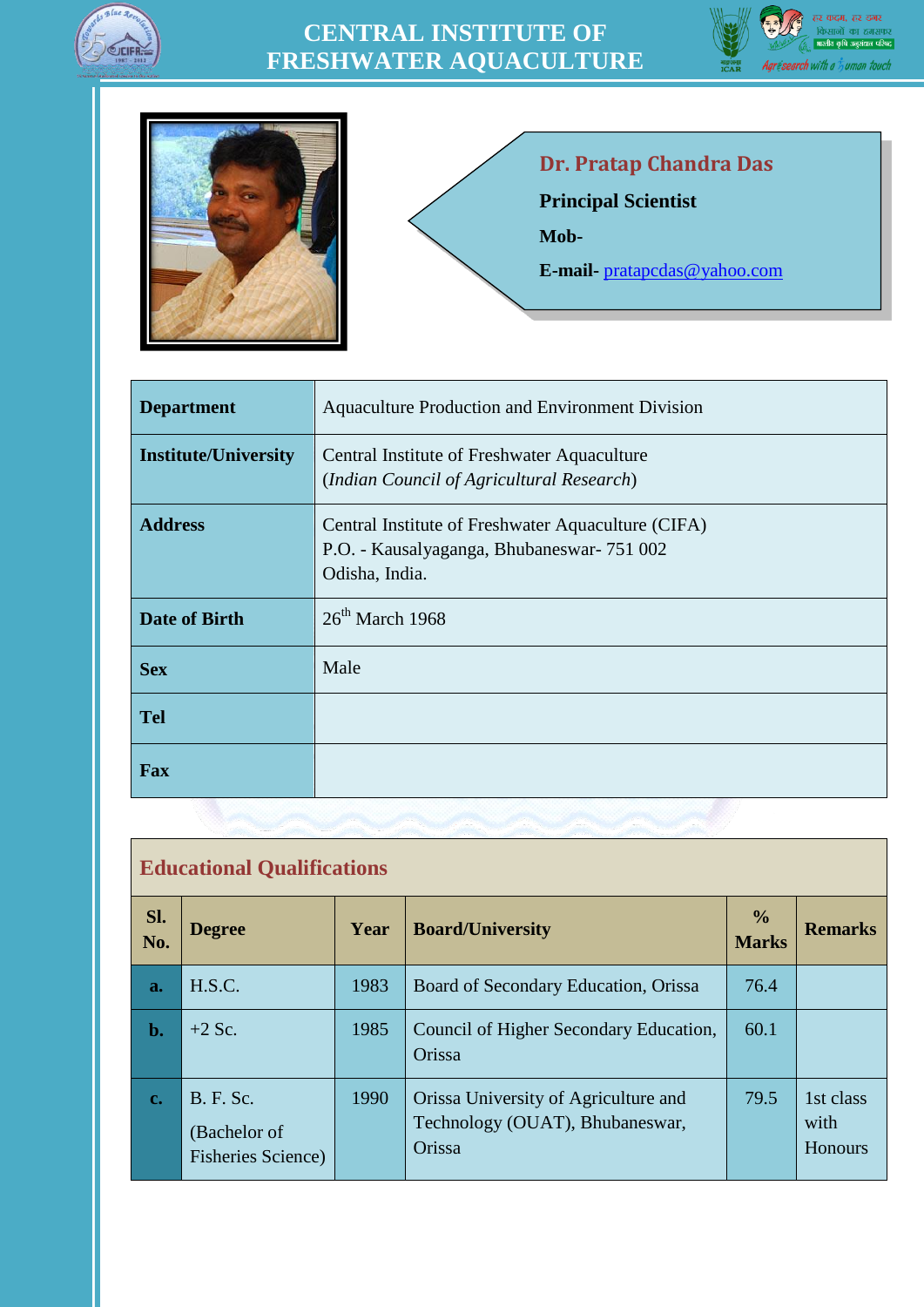# CENTRAL INSTITUTE OF FRESHWATER AQUACULTURE

## Dr. Pratap Chandra Das

**Principal Scientist**

**Mob-**

**E-mail-** pratapcdas@yahoo.com

| **Department** | Aquaculture Production and Environment Division |
|---|---|
| **Institute/University** | Central Institute of Freshwater Aquaculture (*Indian Council of Agricultural Research*) |
| **Address** | Central Institute of Freshwater Aquaculture (CIFA) P.O. - Kausalyaganga, Bhubaneswar- 751 002 Odisha, India. |
| **Date of Birth** | 26th March 1968 |
| **Sex** | Male |
| **Tel** | |
| **Fax** | |

## Educational Qualifications

| Sl. No. | Degree | Year | Board/University | % Marks | Remarks |
|---|---|---|---|---|---|
| **a.** | H.S.C. | 1983 | Board of Secondary Education, Orissa | 76.4 | |
| **b.** | +2 Sc. | 1985 | Council of Higher Secondary Education, Orissa | 60.1 | |
| **c.** | B. F. Sc. (Bachelor of Fisheries Science) | 1990 | Orissa University of Agriculture and Technology (OUAT), Bhubaneswar, Orissa | 79.5 | 1st class with Honours |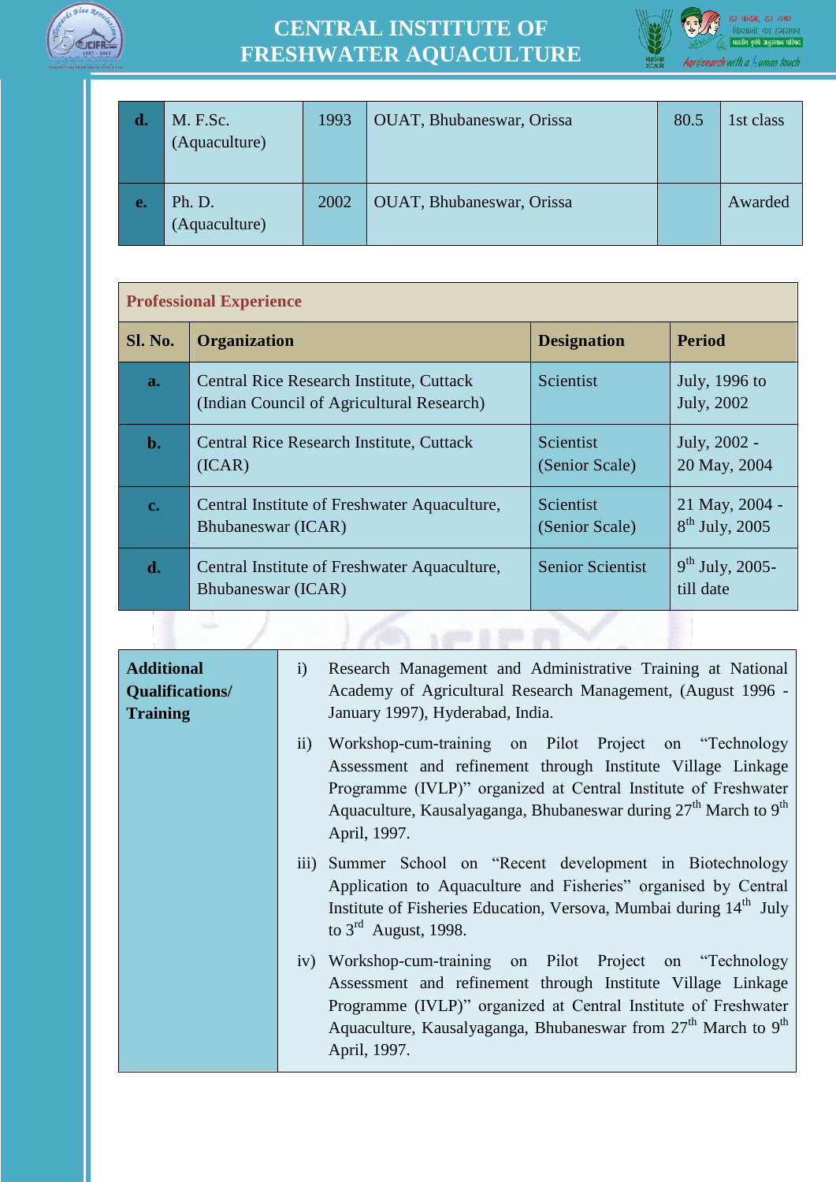| d. | M. F.Sc. (Aquaculture) | 1993 | OUAT, Bhubaneswar, Orissa | 80.5 | 1st class |
|---|---|---|---|---|---|
| e. | Ph. D. (Aquaculture) | 2002 | OUAT, Bhubaneswar, Orissa | | Awarded |

**Professional Experience**

| Sl. No. | Organization | Designation | Period |
|---|---|---|---|
| a. | Central Rice Research Institute, Cuttack (Indian Council of Agricultural Research) | Scientist | July, 1996 to July, 2002 |
| b. | Central Rice Research Institute, Cuttack (ICAR) | Scientist (Senior Scale) | July, 2002 - 20 May, 2004 |
| c. | Central Institute of Freshwater Aquaculture, Bhubaneswar (ICAR) | Scientist (Senior Scale) | 21 May, 2004 - 8th July, 2005 |
| d. | Central Institute of Freshwater Aquaculture, Bhubaneswar (ICAR) | Senior Scientist | 9th July, 2005- till date |

**Additional Qualifications/ Training**

i) Research Management and Administrative Training at National Academy of Agricultural Research Management, (August 1996 - January 1997), Hyderabad, India.

ii) Workshop-cum-training on Pilot Project on "Technology Assessment and refinement through Institute Village Linkage Programme (IVLP)" organized at Central Institute of Freshwater Aquaculture, Kausalyaganga, Bhubaneswar during 27th March to 9th April, 1997.

iii) Summer School on "Recent development in Biotechnology Application to Aquaculture and Fisheries" organised by Central Institute of Fisheries Education, Versova, Mumbai during 14th July to 3rd August, 1998.

iv) Workshop-cum-training on Pilot Project on "Technology Assessment and refinement through Institute Village Linkage Programme (IVLP)" organized at Central Institute of Freshwater Aquaculture, Kausalyaganga, Bhubaneswar from 27th March to 9th April, 1997.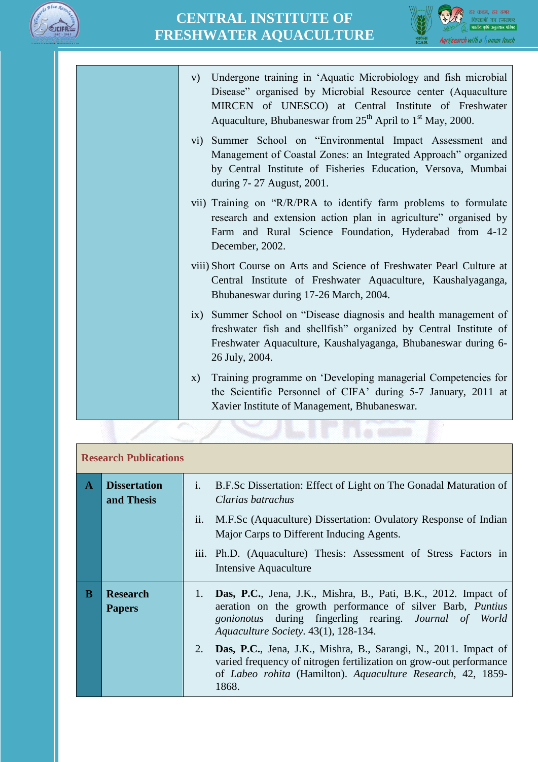| | |
|---|---|
| | v) Undergone training in 'Aquatic Microbiology and fish microbial Disease" organised by Microbial Resource center (Aquaculture MIRCEN of UNESCO) at Central Institute of Freshwater Aquaculture, Bhubaneswar from 25th April to 1st May, 2000.<br>vi) Summer School on "Environmental Impact Assessment and Management of Coastal Zones: an Integrated Approach" organized by Central Institute of Fisheries Education, Versova, Mumbai during 7- 27 August, 2001.<br>vii) Training on "R/R/PRA to identify farm problems to formulate research and extension action plan in agriculture" organised by Farm and Rural Science Foundation, Hyderabad from 4-12 December, 2002.<br>viii) Short Course on Arts and Science of Freshwater Pearl Culture at Central Institute of Freshwater Aquaculture, Kaushalyaganga, Bhubaneswar during 17-26 March, 2004.<br>ix) Summer School on "Disease diagnosis and health management of freshwater fish and shellfish" organized by Central Institute of Freshwater Aquaculture, Kaushalyaganga, Bhubaneswar during 6-26 July, 2004.<br>x) Training programme on 'Developing managerial Competencies for the Scientific Personnel of CIFA' during 5-7 January, 2011 at Xavier Institute of Management, Bhubaneswar. |

## Research Publications

| | | |
|---|---|---|
| **A** | **Dissertation and Thesis** | i. B.F.Sc Dissertation: Effect of Light on The Gonadal Maturation of *Clarias batrachus*<br>ii. M.F.Sc (Aquaculture) Dissertation: Ovulatory Response of Indian Major Carps to Different Inducing Agents.<br>iii. Ph.D. (Aquaculture) Thesis: Assessment of Stress Factors in Intensive Aquaculture |
| **B** | **Research Papers** | 1. **Das, P.C.**, Jena, J.K., Mishra, B., Pati, B.K., 2012. Impact of aeration on the growth performance of silver Barb, *Puntius gonionotus* during fingerling rearing. *Journal of World Aquaculture Society*. 43(1), 128-134.<br>2. **Das, P.C.**, Jena, J.K., Mishra, B., Sarangi, N., 2011. Impact of varied frequency of nitrogen fertilization on grow-out performance of *Labeo rohita* (Hamilton). *Aquaculture Research,* 42, 1859-1868. |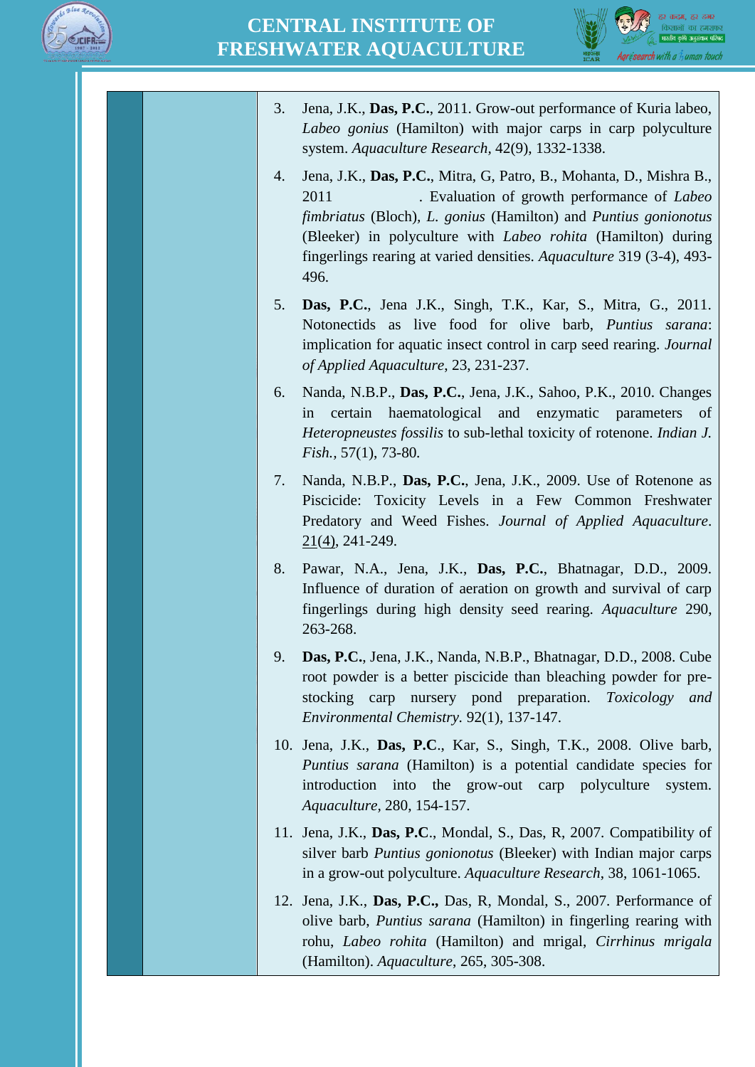3. Jena, J.K., **Das, P.C.**, 2011. Grow-out performance of Kuria labeo, *Labeo gonius* (Hamilton) with major carps in carp polyculture system. *Aquaculture Research*, 42(9), 1332-1338.

4. Jena, J.K., **Das, P.C.**, Mitra, G, Patro, B., Mohanta, D., Mishra B., 2011 . Evaluation of growth performance of *Labeo fimbriatus* (Bloch), *L. gonius* (Hamilton) and *Puntius gonionotus* (Bleeker) in polyculture with *Labeo rohita* (Hamilton) during fingerlings rearing at varied densities. *Aquaculture* 319 (3-4), 493-496.

5. **Das, P.C.**, Jena J.K., Singh, T.K., Kar, S., Mitra, G., 2011. Notonectids as live food for olive barb, *Puntius sarana*: implication for aquatic insect control in carp seed rearing. *Journal of Applied Aquaculture*, 23, 231-237.

6. Nanda, N.B.P., **Das, P.C.**, Jena, J.K., Sahoo, P.K., 2010. Changes in certain haematological and enzymatic parameters of *Heteropneustes fossilis* to sub-lethal toxicity of rotenone. *Indian J. Fish.*, 57(1), 73-80.

7. Nanda, N.B.P., **Das, P.C.**, Jena, J.K., 2009. Use of Rotenone as Piscicide: Toxicity Levels in a Few Common Freshwater Predatory and Weed Fishes. *Journal of Applied Aquaculture*. 21(4), 241-249.

8. Pawar, N.A., Jena, J.K., **Das, P.C.**, Bhatnagar, D.D., 2009. Influence of duration of aeration on growth and survival of carp fingerlings during high density seed rearing. *Aquaculture* 290, 263-268.

9. **Das, P.C.**, Jena, J.K., Nanda, N.B.P., Bhatnagar, D.D., 2008. Cube root powder is a better piscicide than bleaching powder for pre-stocking carp nursery pond preparation. *Toxicology and Environmental Chemistry*. 92(1), 137-147.

10. Jena, J.K., **Das, P.C**., Kar, S., Singh, T.K., 2008. Olive barb, *Puntius sarana* (Hamilton) is a potential candidate species for introduction into the grow-out carp polyculture system. *Aquaculture*, 280, 154-157.

11. Jena, J.K., **Das, P.C**., Mondal, S., Das, R, 2007. Compatibility of silver barb *Puntius gonionotus* (Bleeker) with Indian major carps in a grow-out polyculture. *Aquaculture Research*, 38, 1061-1065.

12. Jena, J.K., **Das, P.C.,** Das, R, Mondal, S., 2007. Performance of olive barb, *Puntius sarana* (Hamilton) in fingerling rearing with rohu, *Labeo rohita* (Hamilton) and mrigal, *Cirrhinus mrigala* (Hamilton). *Aquaculture*, 265, 305-308.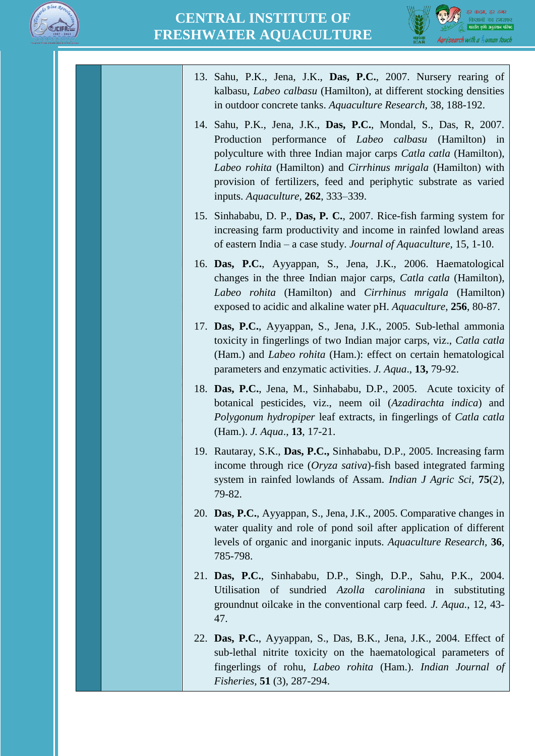13. Sahu, P.K., Jena, J.K., **Das, P.C.**, 2007. Nursery rearing of kalbasu, *Labeo calbasu* (Hamilton), at different stocking densities in outdoor concrete tanks. *Aquaculture Research,* 38, 188-192.

14. Sahu, P.K., Jena, J.K., **Das, P.C.**, Mondal, S., Das, R, 2007. Production performance of *Labeo calbasu* (Hamilton) in polyculture with three Indian major carps *Catla catla* (Hamilton), *Labeo rohita* (Hamilton) and *Cirrhinus mrigala* (Hamilton) with provision of fertilizers, feed and periphytic substrate as varied inputs. *Aquaculture,* **262**, 333–339.

15. Sinhababu, D. P., **Das, P. C.**, 2007. Rice-fish farming system for increasing farm productivity and income in rainfed lowland areas of eastern India – a case study. *Journal of Aquaculture,* 15, 1-10.

16. **Das, P.C.**, Ayyappan, S., Jena, J.K., 2006. Haematological changes in the three Indian major carps, *Catla catla* (Hamilton), *Labeo rohita* (Hamilton) and *Cirrhinus mrigala* (Hamilton) exposed to acidic and alkaline water pH. *Aquaculture*, **256**, 80-87.

17. **Das, P.C.**, Ayyappan, S., Jena, J.K., 2005. Sub-lethal ammonia toxicity in fingerlings of two Indian major carps, viz., *Catla catla* (Ham.) and *Labeo rohita* (Ham.): effect on certain hematological parameters and enzymatic activities. *J. Aqua*., **13,** 79-92.

18. **Das, P.C.**, Jena, M., Sinhababu, D.P., 2005. Acute toxicity of botanical pesticides, viz., neem oil (*Azadirachta indica*) and *Polygonum hydropiper* leaf extracts, in fingerlings of *Catla catla* (Ham.). *J. Aqua*., **13**, 17-21.

19. Rautaray, S.K., **Das, P.C.,** Sinhababu, D.P., 2005. Increasing farm income through rice (*Oryza sativa*)-fish based integrated farming system in rainfed lowlands of Assam. *Indian J Agric Sci,* **75**(2), 79-82.

20. **Das, P.C.**, Ayyappan, S., Jena, J.K., 2005. Comparative changes in water quality and role of pond soil after application of different levels of organic and inorganic inputs. *Aquaculture Research,* **36**, 785-798.

21. **Das, P.C.**, Sinhababu, D.P., Singh, D.P., Sahu, P.K., 2004. Utilisation of sundried *Azolla caroliniana* in substituting groundnut oilcake in the conventional carp feed. *J. Aqua.*, 12, 43-47.

22. **Das, P.C.**, Ayyappan, S., Das, B.K., Jena, J.K., 2004. Effect of sub-lethal nitrite toxicity on the haematological parameters of fingerlings of rohu, *Labeo rohita* (Ham.). *Indian Journal of Fisheries,* **51** (3), 287-294.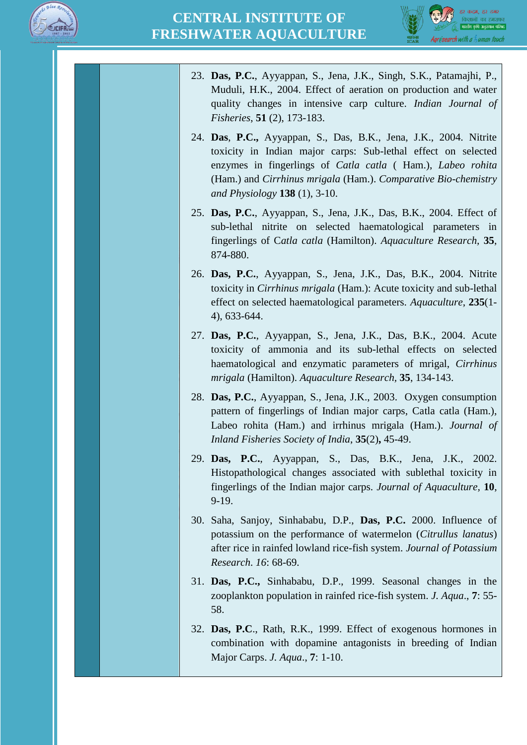23. **Das, P.C.**, Ayyappan, S., Jena, J.K., Singh, S.K., Patamajhi, P., Muduli, H.K., 2004. Effect of aeration on production and water quality changes in intensive carp culture. *Indian Journal of Fisheries*, **51** (2), 173-183.

24. **Das**, **P.C.,** Ayyappan, S., Das, B.K., Jena, J.K., 2004. Nitrite toxicity in Indian major carps: Sub-lethal effect on selected enzymes in fingerlings of *Catla catla* ( Ham.), *Labeo rohita* (Ham.) and *Cirrhinus mrigala* (Ham.). *Comparative Bio-chemistry and Physiology* **138** (1), 3-10.

25. **Das, P.C.**, Ayyappan, S., Jena, J.K., Das, B.K., 2004. Effect of sub-lethal nitrite on selected haematological parameters in fingerlings of C*atla catla* (Hamilton). *Aquaculture Research*, **35**, 874-880.

26. **Das, P.C.**, Ayyappan, S., Jena, J.K., Das, B.K., 2004. Nitrite toxicity in *Cirrhinus mrigala* (Ham.): Acute toxicity and sub-lethal effect on selected haematological parameters. *Aquaculture*, **235**(1-4), 633-644.

27. **Das, P.C.**, Ayyappan, S., Jena, J.K., Das, B.K., 2004. Acute toxicity of ammonia and its sub-lethal effects on selected haematological and enzymatic parameters of mrigal, *Cirrhinus mrigala* (Hamilton). *Aquaculture Research*, **35**, 134-143.

28. **Das, P.C.**, Ayyappan, S., Jena, J.K., 2003. Oxygen consumption pattern of fingerlings of Indian major carps, Catla catla (Ham.), Labeo rohita (Ham.) and irrhinus mrigala (Ham.). *Journal of Inland Fisheries Society of India*, **35**(2)**,** 45-49.

29. **Das, P.C.**, Ayyappan, S., Das, B.K., Jena, J.K., 2002. Histopathological changes associated with sublethal toxicity in fingerlings of the Indian major carps. *Journal of Aquaculture*, **10**, 9-19.

30. Saha, Sanjoy, Sinhababu, D.P., **Das, P.C.** 2000. Influence of potassium on the performance of watermelon (*Citrullus lanatus*) after rice in rainfed lowland rice-fish system. *Journal of Potassium Research*. *16*: 68-69.

31. **Das, P.C.,** Sinhababu, D.P., 1999. Seasonal changes in the zooplankton population in rainfed rice-fish system. *J. Aqua*., **7**: 55-58.

32. **Das, P.C**., Rath, R.K., 1999. Effect of exogenous hormones in combination with dopamine antagonists in breeding of Indian Major Carps. *J. Aqua*., **7**: 1-10.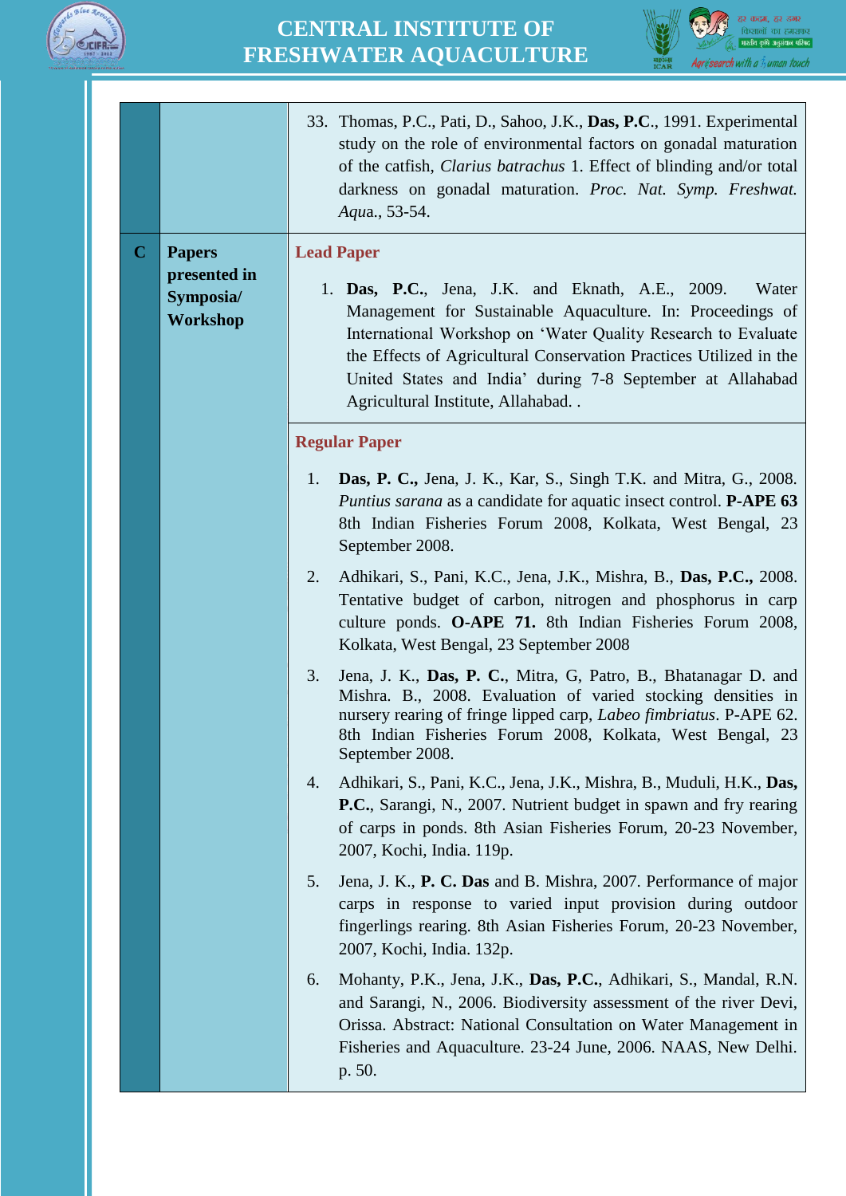| | | |
|---|---|---|
| | | 33. Thomas, P.C., Pati, D., Sahoo, J.K., **Das, P.C**., 1991. Experimental study on the role of environmental factors on gonadal maturation of the catfish, *Clarius batrachus* 1. Effect of blinding and/or total darkness on gonadal maturation. *Proc. Nat. Symp. Freshwat. Aqua*., 53-54. |
| **C** | **Papers presented in Symposia/ Workshop** | **Lead Paper**<br><br>1. **Das, P.C.**, Jena, J.K. and Eknath, A.E., 2009. Water Management for Sustainable Aquaculture. In: Proceedings of International Workshop on 'Water Quality Research to Evaluate the Effects of Agricultural Conservation Practices Utilized in the United States and India' during 7-8 September at Allahabad Agricultural Institute, Allahabad. . |
| | | **Regular Paper**<br><br>1. **Das, P. C.,** Jena, J. K., Kar, S., Singh T.K. and Mitra, G., 2008. *Puntius sarana* as a candidate for aquatic insect control. **P-APE 63** 8th Indian Fisheries Forum 2008, Kolkata, West Bengal, 23 September 2008.<br><br>2. Adhikari, S., Pani, K.C., Jena, J.K., Mishra, B., **Das, P.C.,** 2008. Tentative budget of carbon, nitrogen and phosphorus in carp culture ponds. **O-APE 71.** 8th Indian Fisheries Forum 2008, Kolkata, West Bengal, 23 September 2008<br><br>3. Jena, J. K., **Das, P. C.**, Mitra, G, Patro, B., Bhatanagar D. and Mishra. B., 2008. Evaluation of varied stocking densities in nursery rearing of fringe lipped carp, *Labeo fimbriatus*. P-APE 62. 8th Indian Fisheries Forum 2008, Kolkata, West Bengal, 23 September 2008.<br><br>4. Adhikari, S., Pani, K.C., Jena, J.K., Mishra, B., Muduli, H.K., **Das, P.C.**, Sarangi, N., 2007. Nutrient budget in spawn and fry rearing of carps in ponds. 8th Asian Fisheries Forum, 20-23 November, 2007, Kochi, India. 119p.<br><br>5. Jena, J. K., **P. C. Das** and B. Mishra, 2007. Performance of major carps in response to varied input provision during outdoor fingerlings rearing. 8th Asian Fisheries Forum, 20-23 November, 2007, Kochi, India. 132p.<br><br>6. Mohanty, P.K., Jena, J.K., **Das, P.C.**, Adhikari, S., Mandal, R.N. and Sarangi, N., 2006. Biodiversity assessment of the river Devi, Orissa. Abstract: National Consultation on Water Management in Fisheries and Aquaculture. 23-24 June, 2006. NAAS, New Delhi. p. 50. |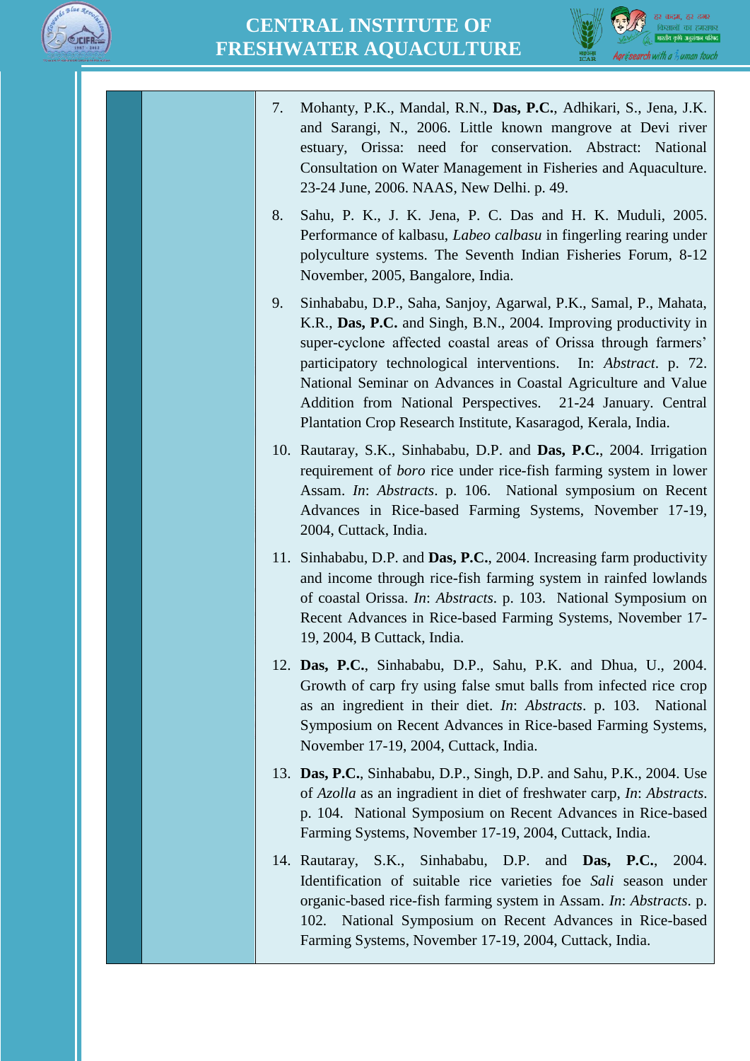7. Mohanty, P.K., Mandal, R.N., **Das, P.C.**, Adhikari, S., Jena, J.K. and Sarangi, N., 2006. Little known mangrove at Devi river estuary, Orissa: need for conservation. Abstract: National Consultation on Water Management in Fisheries and Aquaculture. 23-24 June, 2006. NAAS, New Delhi. p. 49.

8. Sahu, P. K., J. K. Jena, P. C. Das and H. K. Muduli, 2005. Performance of kalbasu, *Labeo calbasu* in fingerling rearing under polyculture systems. The Seventh Indian Fisheries Forum, 8-12 November, 2005, Bangalore, India.

9. Sinhababu, D.P., Saha, Sanjoy, Agarwal, P.K., Samal, P., Mahata, K.R., **Das, P.C.** and Singh, B.N., 2004. Improving productivity in super-cyclone affected coastal areas of Orissa through farmers' participatory technological interventions. In: *Abstract*. p. 72. National Seminar on Advances in Coastal Agriculture and Value Addition from National Perspectives. 21-24 January. Central Plantation Crop Research Institute, Kasaragod, Kerala, India.

10. Rautaray, S.K., Sinhababu, D.P. and **Das, P.C.**, 2004. Irrigation requirement of *boro* rice under rice-fish farming system in lower Assam. *In*: *Abstracts*. p. 106. National symposium on Recent Advances in Rice-based Farming Systems, November 17-19, 2004, Cuttack, India.

11. Sinhababu, D.P. and **Das, P.C.**, 2004. Increasing farm productivity and income through rice-fish farming system in rainfed lowlands of coastal Orissa. *In*: *Abstracts*. p. 103. National Symposium on Recent Advances in Rice-based Farming Systems, November 17-19, 2004, B Cuttack, India.

12. **Das, P.C.**, Sinhababu, D.P., Sahu, P.K. and Dhua, U., 2004. Growth of carp fry using false smut balls from infected rice crop as an ingredient in their diet. *In*: *Abstracts*. p. 103. National Symposium on Recent Advances in Rice-based Farming Systems, November 17-19, 2004, Cuttack, India.

13. **Das, P.C.**, Sinhababu, D.P., Singh, D.P. and Sahu, P.K., 2004. Use of *Azolla* as an ingradient in diet of freshwater carp, *In*: *Abstracts*. p. 104. National Symposium on Recent Advances in Rice-based Farming Systems, November 17-19, 2004, Cuttack, India.

14. Rautaray, S.K., Sinhababu, D.P. and **Das, P.C.**, 2004. Identification of suitable rice varieties foe *Sali* season under organic-based rice-fish farming system in Assam. *In*: *Abstracts*. p. 102. National Symposium on Recent Advances in Rice-based Farming Systems, November 17-19, 2004, Cuttack, India.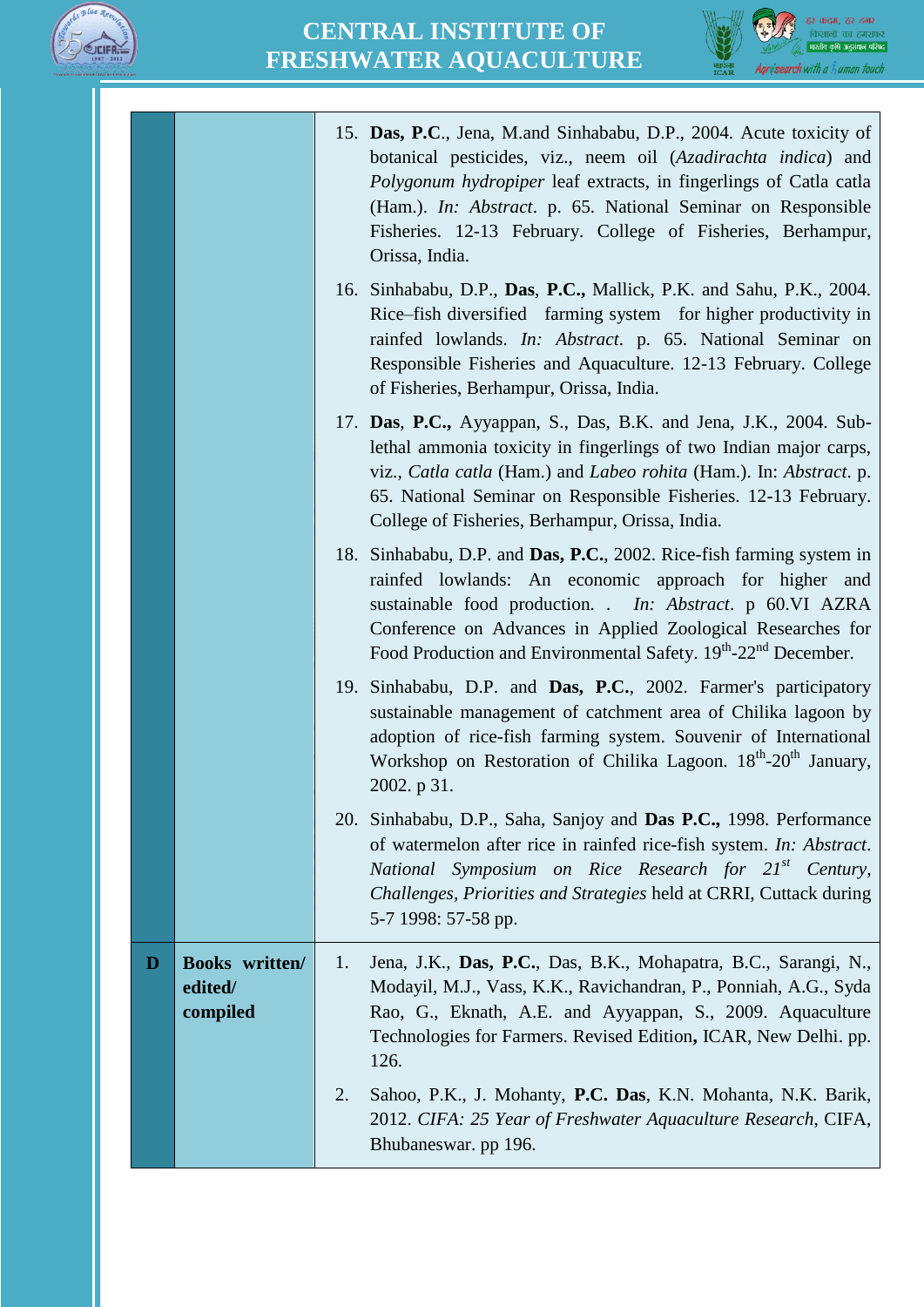| | | |
|---|---|---|
| | | 15. **Das, P.C**., Jena, M.and Sinhababu, D.P., 2004. Acute toxicity of botanical pesticides, viz., neem oil (*Azadirachta indica*) and *Polygonum hydropiper* leaf extracts, in fingerlings of Catla catla (Ham.). *In: Abstract*. p. 65. National Seminar on Responsible Fisheries. 12-13 February. College of Fisheries, Berhampur, Orissa, India.<br><br>16. Sinhababu, D.P., **Das**, **P.C.,** Mallick, P.K. and Sahu, P.K., 2004. Rice–fish diversified farming system for higher productivity in rainfed lowlands. *In: Abstract*. p. 65. National Seminar on Responsible Fisheries and Aquaculture. 12-13 February. College of Fisheries, Berhampur, Orissa, India.<br><br>17. **Das**, **P.C.,** Ayyappan, S., Das, B.K. and Jena, J.K., 2004. Sub-lethal ammonia toxicity in fingerlings of two Indian major carps, viz., *Catla catla* (Ham.) and *Labeo rohita* (Ham.). In: *Abstract*. p. 65. National Seminar on Responsible Fisheries. 12-13 February. College of Fisheries, Berhampur, Orissa, India.<br><br>18. Sinhababu, D.P. and **Das, P.C.**, 2002. Rice-fish farming system in rainfed lowlands: An economic approach for higher and sustainable food production. . *In: Abstract*. p 60.VI AZRA Conference on Advances in Applied Zoological Researches for Food Production and Environmental Safety. 19th-22nd December.<br><br>19. Sinhababu, D.P. and **Das, P.C.**, 2002. Farmer's participatory sustainable management of catchment area of Chilika lagoon by adoption of rice-fish farming system. Souvenir of International Workshop on Restoration of Chilika Lagoon. 18th-20th January, 2002. p 31.<br><br>20. Sinhababu, D.P., Saha, Sanjoy and **Das P.C.,** 1998. Performance of watermelon after rice in rainfed rice-fish system. *In: Abstract. National Symposium on Rice Research for 21st Century, Challenges, Priorities and Strategies* held at CRRI, Cuttack during 5-7 1998: 57-58 pp. |
| **D** | **Books written/ edited/ compiled** | 1. Jena, J.K., **Das, P.C.**, Das, B.K., Mohapatra, B.C., Sarangi, N., Modayil, M.J., Vass, K.K., Ravichandran, P., Ponniah, A.G., Syda Rao, G., Eknath, A.E. and Ayyappan, S., 2009. Aquaculture Technologies for Farmers. Revised Edition**,** ICAR, New Delhi. pp. 126.<br><br>2. Sahoo, P.K., J. Mohanty, **P.C. Das**, K.N. Mohanta, N.K. Barik, 2012. *CIFA: 25 Year of Freshwater Aquaculture Research*, CIFA, Bhubaneswar. pp 196. |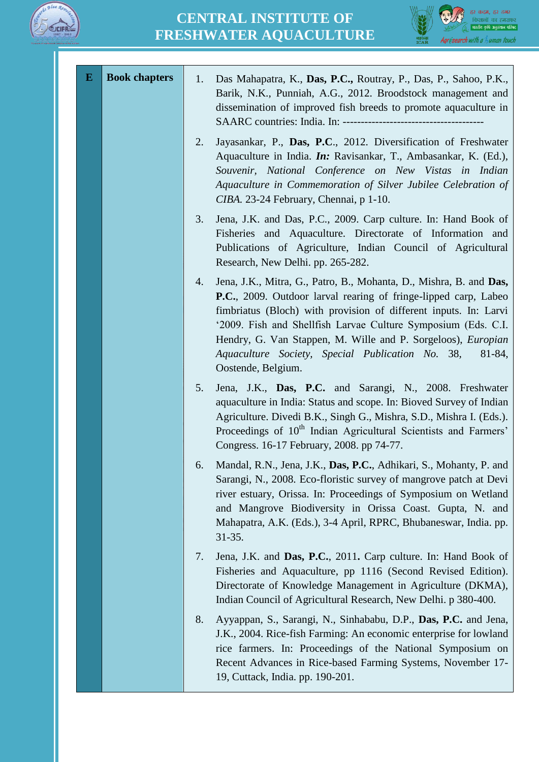| E | Book chapters | 1. Das Mahapatra, K., **Das, P.C.,** Routray, P., Das, P., Sahoo, P.K., Barik, N.K., Punniah, A.G., 2012. Broodstock management and dissemination of improved fish breeds to promote aquaculture in SAARC countries: India. In: --------------------------------------- |
|---|---|---|
| | | 2. Jayasankar, P., **Das, P.C**., 2012. Diversification of Freshwater Aquaculture in India. ***In:*** Ravisankar, T., Ambasankar, K. (Ed.), *Souvenir, National Conference on New Vistas in Indian Aquaculture in Commemoration of Silver Jubilee Celebration of CIBA.* 23-24 February, Chennai, p 1-10. |
| | | 3. Jena, J.K. and Das, P.C., 2009. Carp culture. In: Hand Book of Fisheries and Aquaculture. Directorate of Information and Publications of Agriculture, Indian Council of Agricultural Research, New Delhi. pp. 265-282. |
| | | 4. Jena, J.K., Mitra, G., Patro, B., Mohanta, D., Mishra, B. and **Das, P.C.**, 2009. Outdoor larval rearing of fringe-lipped carp, Labeo fimbriatus (Bloch) with provision of different inputs. In: Larvi '2009. Fish and Shellfish Larvae Culture Symposium (Eds. C.I. Hendry, G. Van Stappen, M. Wille and P. Sorgeloos), *Europian Aquaculture Society, Special Publication No.* 38, 81-84, Oostende, Belgium. |
| | | 5. Jena, J.K., **Das, P.C.** and Sarangi, N., 2008. Freshwater aquaculture in India: Status and scope. In: Bioved Survey of Indian Agriculture. Divedi B.K., Singh G., Mishra, S.D., Mishra I. (Eds.). Proceedings of 10th Indian Agricultural Scientists and Farmers' Congress. 16-17 February, 2008. pp 74-77. |
| | | 6. Mandal, R.N., Jena, J.K., **Das, P.C.**, Adhikari, S., Mohanty, P. and Sarangi, N., 2008. Eco-floristic survey of mangrove patch at Devi river estuary, Orissa. In: Proceedings of Symposium on Wetland and Mangrove Biodiversity in Orissa Coast. Gupta, N. and Mahapatra, A.K. (Eds.), 3-4 April, RPRC, Bhubaneswar, India. pp. 31-35. |
| | | 7. Jena, J.K. and **Das, P.C.**, 2011**.** Carp culture. In: Hand Book of Fisheries and Aquaculture, pp 1116 (Second Revised Edition). Directorate of Knowledge Management in Agriculture (DKMA), Indian Council of Agricultural Research, New Delhi. p 380-400. |
| | | 8. Ayyappan, S., Sarangi, N., Sinhababu, D.P., **Das, P.C.** and Jena, J.K., 2004. Rice-fish Farming: An economic enterprise for lowland rice farmers. In: Proceedings of the National Symposium on Recent Advances in Rice-based Farming Systems, November 17-19, Cuttack, India. pp. 190-201. |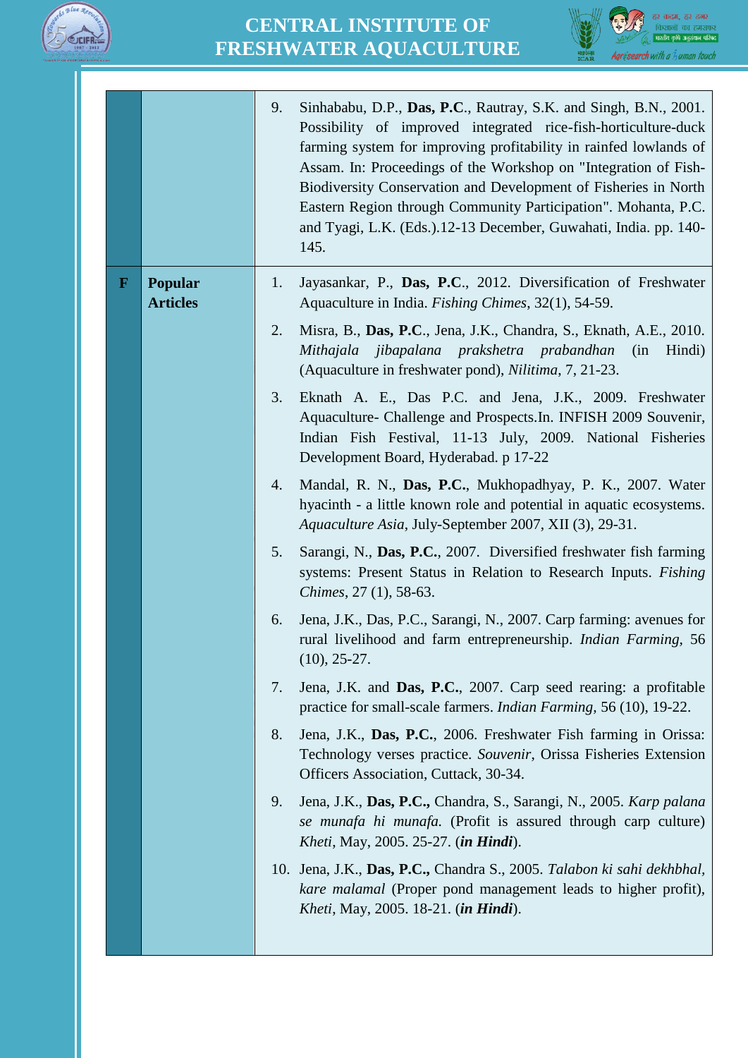| | | |
|---|---|---|
| | | 9. Sinhababu, D.P., **Das, P.C**., Rautray, S.K. and Singh, B.N., 2001. Possibility of improved integrated rice-fish-horticulture-duck farming system for improving profitability in rainfed lowlands of Assam. In: Proceedings of the Workshop on "Integration of Fish-Biodiversity Conservation and Development of Fisheries in North Eastern Region through Community Participation". Mohanta, P.C. and Tyagi, L.K. (Eds.).12-13 December, Guwahati, India. pp. 140-145. |
| **F** | **Popular Articles** | 1. Jayasankar, P., **Das, P.C**., 2012. Diversification of Freshwater Aquaculture in India. *Fishing Chimes*, 32(1), 54-59.<br>2. Misra, B., **Das, P.C**., Jena, J.K., Chandra, S., Eknath, A.E., 2010. *Mithajala jibapalana prakshetra prabandhan* (in Hindi) (Aquaculture in freshwater pond), *Nilitima*, 7, 21-23.<br>3. Eknath A. E., Das P.C. and Jena, J.K., 2009. Freshwater Aquaculture- Challenge and Prospects.In. INFISH 2009 Souvenir, Indian Fish Festival, 11-13 July, 2009. National Fisheries Development Board, Hyderabad. p 17-22<br>4. Mandal, R. N., **Das, P.C.**, Mukhopadhyay, P. K., 2007. Water hyacinth - a little known role and potential in aquatic ecosystems. *Aquaculture Asia*, July-September 2007, XII (3), 29-31.<br>5. Sarangi, N., **Das, P.C.**, 2007. Diversified freshwater fish farming systems: Present Status in Relation to Research Inputs. *Fishing Chimes*, 27 (1), 58-63.<br>6. Jena, J.K., Das, P.C., Sarangi, N., 2007. Carp farming: avenues for rural livelihood and farm entrepreneurship. *Indian Farming*, 56 (10), 25-27.<br>7. Jena, J.K. and **Das, P.C.**, 2007. Carp seed rearing: a profitable practice for small-scale farmers. *Indian Farming*, 56 (10), 19-22.<br>8. Jena, J.K., **Das, P.C.**, 2006. Freshwater Fish farming in Orissa: Technology verses practice. *Souvenir*, Orissa Fisheries Extension Officers Association, Cuttack, 30-34.<br>9. Jena, J.K., **Das, P.C.,** Chandra, S., Sarangi, N., 2005. *Karp palana se munafa hi munafa.* (Profit is assured through carp culture) *Kheti*, May, 2005. 25-27. (***in Hindi***).<br>10. Jena, J.K., **Das, P.C.,** Chandra S., 2005. *Talabon ki sahi dekhbhal, kare malamal* (Proper pond management leads to higher profit), *Kheti*, May, 2005. 18-21. (***in Hindi***). |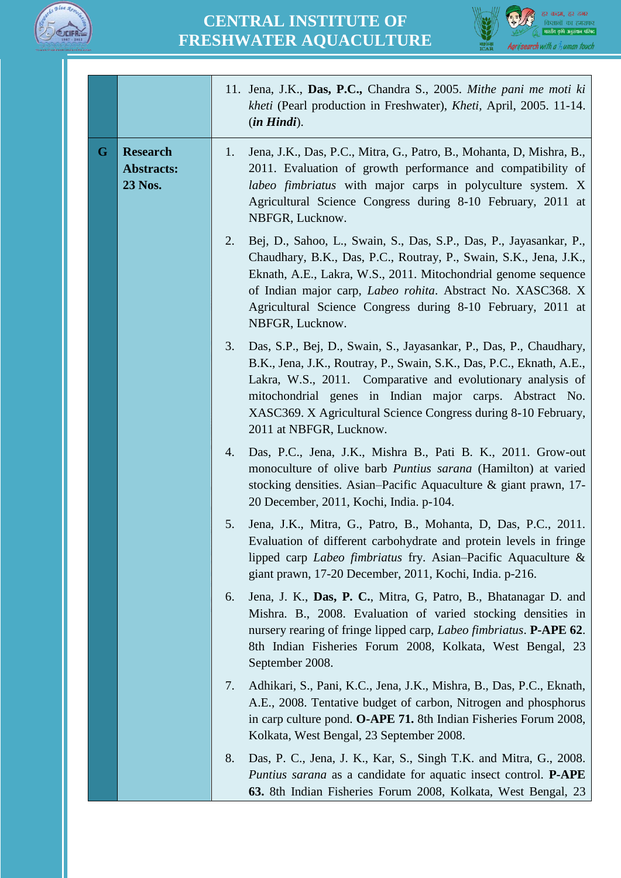| | | |
|---|---|---|
| | | 11. Jena, J.K., **Das, P.C.,** Chandra S., 2005. *Mithe pani me moti ki kheti* (Pearl production in Freshwater), *Kheti,* April, 2005. 11-14. (***in Hindi***). |
| **G** | **Research Abstracts: 23 Nos.** | 1. Jena, J.K., Das, P.C., Mitra, G., Patro, B., Mohanta, D, Mishra, B., 2011. Evaluation of growth performance and compatibility of *labeo fimbriatus* with major carps in polyculture system. X Agricultural Science Congress during 8-10 February, 2011 at NBFGR, Lucknow.<br>2. Bej, D., Sahoo, L., Swain, S., Das, S.P., Das, P., Jayasankar, P., Chaudhary, B.K., Das, P.C., Routray, P., Swain, S.K., Jena, J.K., Eknath, A.E., Lakra, W.S., 2011. Mitochondrial genome sequence of Indian major carp, *Labeo rohita*. Abstract No. XASC368. X Agricultural Science Congress during 8-10 February, 2011 at NBFGR, Lucknow.<br>3. Das, S.P., Bej, D., Swain, S., Jayasankar, P., Das, P., Chaudhary, B.K., Jena, J.K., Routray, P., Swain, S.K., Das, P.C., Eknath, A.E., Lakra, W.S., 2011. Comparative and evolutionary analysis of mitochondrial genes in Indian major carps. Abstract No. XASC369. X Agricultural Science Congress during 8-10 February, 2011 at NBFGR, Lucknow.<br>4. Das, P.C., Jena, J.K., Mishra B., Pati B. K., 2011. Grow-out monoculture of olive barb *Puntius sarana* (Hamilton) at varied stocking densities. Asian–Pacific Aquaculture & giant prawn, 17-20 December, 2011, Kochi, India. p-104.<br>5. Jena, J.K., Mitra, G., Patro, B., Mohanta, D, Das, P.C., 2011. Evaluation of different carbohydrate and protein levels in fringe lipped carp *Labeo fimbriatus* fry. Asian–Pacific Aquaculture & giant prawn, 17-20 December, 2011, Kochi, India. p-216.<br>6. Jena, J. K., **Das, P. C.**, Mitra, G, Patro, B., Bhatanagar D. and Mishra. B., 2008. Evaluation of varied stocking densities in nursery rearing of fringe lipped carp, *Labeo fimbriatus*. **P-APE 62**. 8th Indian Fisheries Forum 2008, Kolkata, West Bengal, 23 September 2008.<br>7. Adhikari, S., Pani, K.C., Jena, J.K., Mishra, B., Das, P.C., Eknath, A.E., 2008. Tentative budget of carbon, Nitrogen and phosphorus in carp culture pond. **O-APE 71.** 8th Indian Fisheries Forum 2008, Kolkata, West Bengal, 23 September 2008.<br>8. Das, P. C., Jena, J. K., Kar, S., Singh T.K. and Mitra, G., 2008. *Puntius sarana* as a candidate for aquatic insect control. **P-APE 63.** 8th Indian Fisheries Forum 2008, Kolkata, West Bengal, 23 |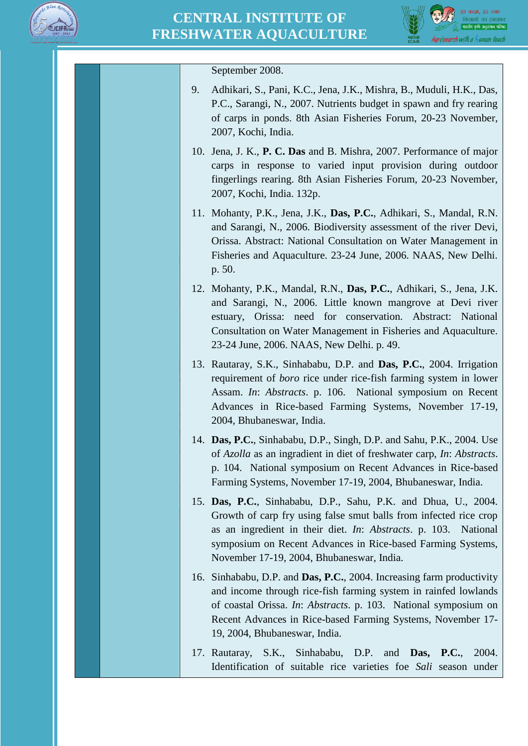September 2008.

9. Adhikari, S., Pani, K.C., Jena, J.K., Mishra, B., Muduli, H.K., Das, P.C., Sarangi, N., 2007. Nutrients budget in spawn and fry rearing of carps in ponds. 8th Asian Fisheries Forum, 20-23 November, 2007, Kochi, India.

10. Jena, J. K., **P. C. Das** and B. Mishra, 2007. Performance of major carps in response to varied input provision during outdoor fingerlings rearing. 8th Asian Fisheries Forum, 20-23 November, 2007, Kochi, India. 132p.

11. Mohanty, P.K., Jena, J.K., **Das, P.C.**, Adhikari, S., Mandal, R.N. and Sarangi, N., 2006. Biodiversity assessment of the river Devi, Orissa. Abstract: National Consultation on Water Management in Fisheries and Aquaculture. 23-24 June, 2006. NAAS, New Delhi. p. 50.

12. Mohanty, P.K., Mandal, R.N., **Das, P.C.**, Adhikari, S., Jena, J.K. and Sarangi, N., 2006. Little known mangrove at Devi river estuary, Orissa: need for conservation. Abstract: National Consultation on Water Management in Fisheries and Aquaculture. 23-24 June, 2006. NAAS, New Delhi. p. 49.

13. Rautaray, S.K., Sinhababu, D.P. and **Das, P.C.**, 2004. Irrigation requirement of *boro* rice under rice-fish farming system in lower Assam. *In*: *Abstracts*. p. 106. National symposium on Recent Advances in Rice-based Farming Systems, November 17-19, 2004, Bhubaneswar, India.

14. **Das, P.C.**, Sinhababu, D.P., Singh, D.P. and Sahu, P.K., 2004. Use of *Azolla* as an ingradient in diet of freshwater carp, *In*: *Abstracts*. p. 104. National symposium on Recent Advances in Rice-based Farming Systems, November 17-19, 2004, Bhubaneswar, India.

15. **Das, P.C.**, Sinhababu, D.P., Sahu, P.K. and Dhua, U., 2004. Growth of carp fry using false smut balls from infected rice crop as an ingredient in their diet. *In*: *Abstracts*. p. 103. National symposium on Recent Advances in Rice-based Farming Systems, November 17-19, 2004, Bhubaneswar, India.

16. Sinhababu, D.P. and **Das, P.C.**, 2004. Increasing farm productivity and income through rice-fish farming system in rainfed lowlands of coastal Orissa. *In*: *Abstracts*. p. 103. National symposium on Recent Advances in Rice-based Farming Systems, November 17-19, 2004, Bhubaneswar, India.

17. Rautaray, S.K., Sinhababu, D.P. and **Das, P.C.**, 2004. Identification of suitable rice varieties foe *Sali* season under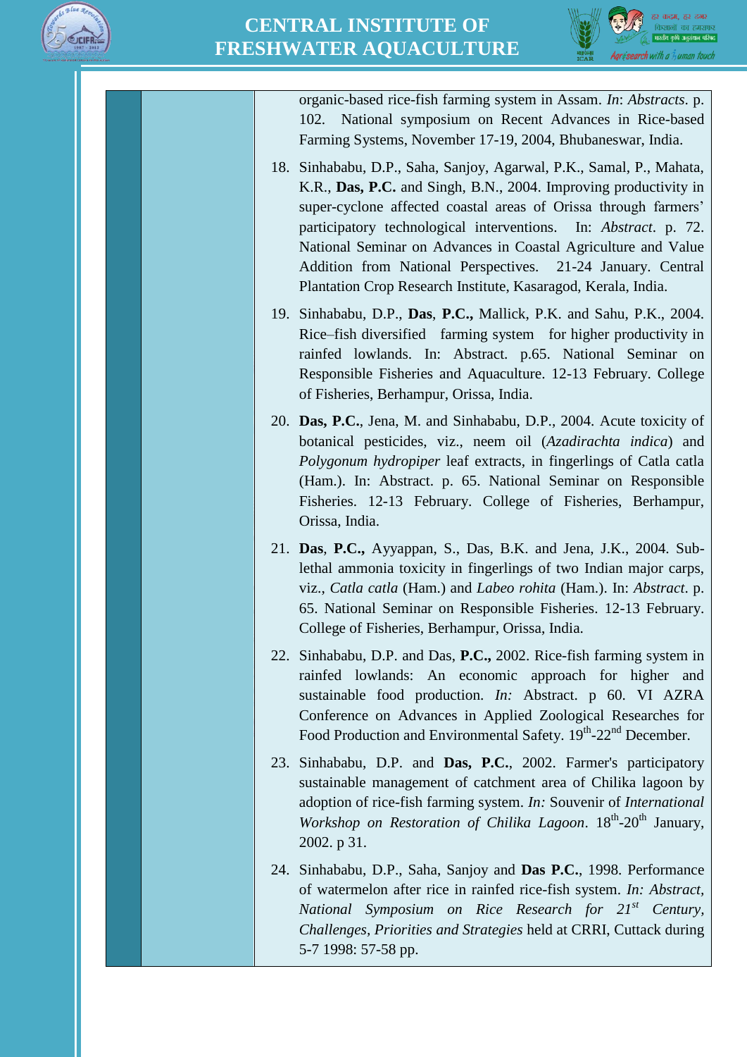organic-based rice-fish farming system in Assam. *In*: *Abstracts*. p. 102. National symposium on Recent Advances in Rice-based Farming Systems, November 17-19, 2004, Bhubaneswar, India.

18. Sinhababu, D.P., Saha, Sanjoy, Agarwal, P.K., Samal, P., Mahata, K.R., **Das, P.C.** and Singh, B.N., 2004. Improving productivity in super-cyclone affected coastal areas of Orissa through farmers' participatory technological interventions. In: *Abstract*. p. 72. National Seminar on Advances in Coastal Agriculture and Value Addition from National Perspectives. 21-24 January. Central Plantation Crop Research Institute, Kasaragod, Kerala, India.

19. Sinhababu, D.P., **Das**, **P.C.,** Mallick, P.K. and Sahu, P.K., 2004. Rice–fish diversified farming system for higher productivity in rainfed lowlands. In: Abstract. p.65. National Seminar on Responsible Fisheries and Aquaculture. 12-13 February. College of Fisheries, Berhampur, Orissa, India.

20. **Das, P.C.**, Jena, M. and Sinhababu, D.P., 2004. Acute toxicity of botanical pesticides, viz., neem oil (*Azadirachta indica*) and *Polygonum hydropiper* leaf extracts, in fingerlings of Catla catla (Ham.). In: Abstract. p. 65. National Seminar on Responsible Fisheries. 12-13 February. College of Fisheries, Berhampur, Orissa, India.

21. **Das**, **P.C.,** Ayyappan, S., Das, B.K. and Jena, J.K., 2004. Sub-lethal ammonia toxicity in fingerlings of two Indian major carps, viz., *Catla catla* (Ham.) and *Labeo rohita* (Ham.). In: *Abstract*. p. 65. National Seminar on Responsible Fisheries. 12-13 February. College of Fisheries, Berhampur, Orissa, India.

22. Sinhababu, D.P. and Das, **P.C.,** 2002. Rice-fish farming system in rainfed lowlands: An economic approach for higher and sustainable food production. *In:* Abstract. p 60. VI AZRA Conference on Advances in Applied Zoological Researches for Food Production and Environmental Safety. 19th-22nd December.

23. Sinhababu, D.P. and **Das, P.C.**, 2002. Farmer's participatory sustainable management of catchment area of Chilika lagoon by adoption of rice-fish farming system. *In:* Souvenir of *International Workshop on Restoration of Chilika Lagoon*. 18th-20th January, 2002. p 31.

24. Sinhababu, D.P., Saha, Sanjoy and **Das P.C.**, 1998. Performance of watermelon after rice in rainfed rice-fish system. *In: Abstract, National Symposium on Rice Research for 21st Century, Challenges, Priorities and Strategies* held at CRRI, Cuttack during 5-7 1998: 57-58 pp.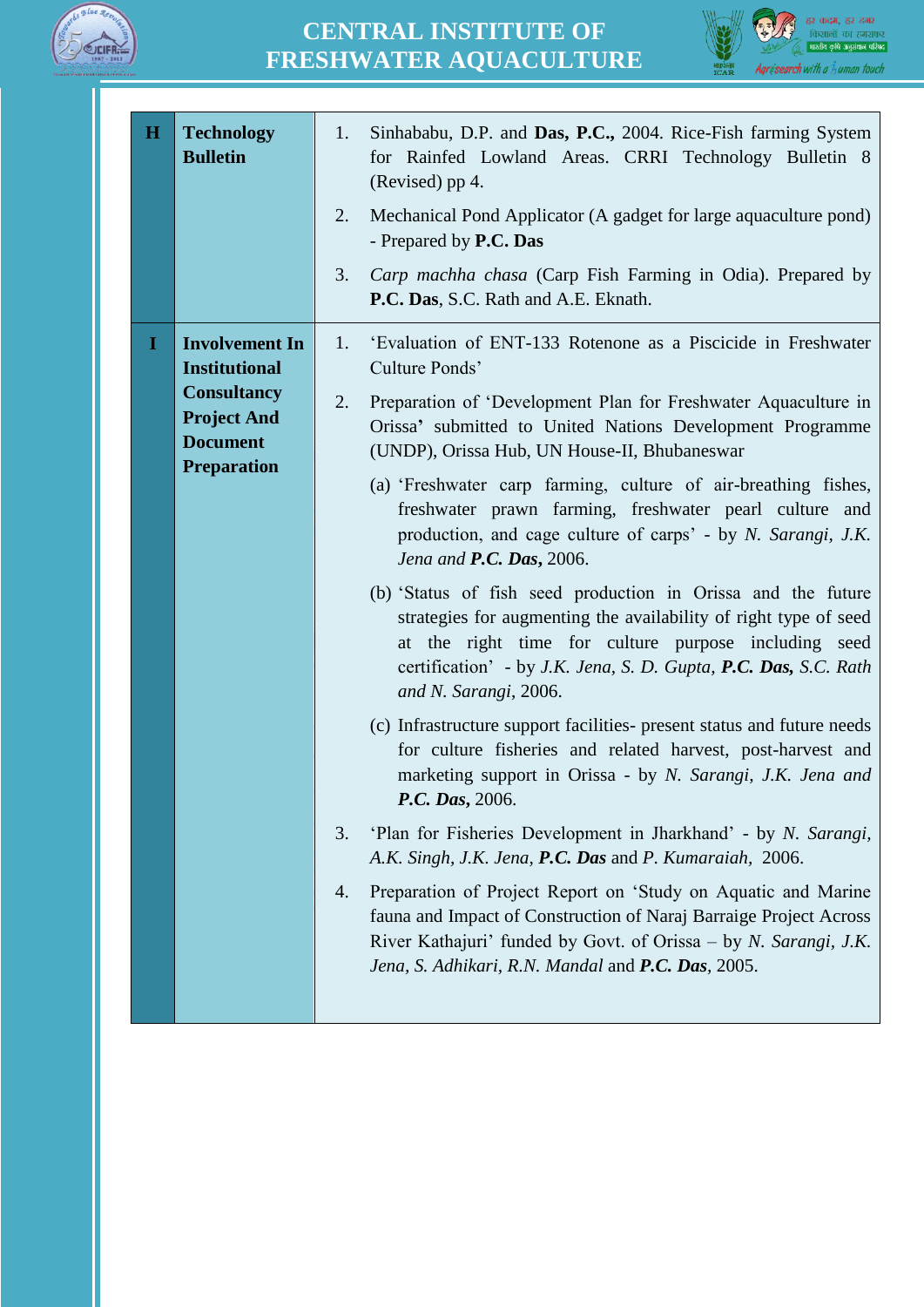| | | |
|---|---|---|
| **H** | **Technology Bulletin** | 1. Sinhababu, D.P. and **Das, P.C.,** 2004. Rice-Fish farming System for Rainfed Lowland Areas. CRRI Technology Bulletin 8 (Revised) pp 4.<br>2. Mechanical Pond Applicator (A gadget for large aquaculture pond) - Prepared by **P.C. Das**<br>3. *Carp machha chasa* (Carp Fish Farming in Odia). Prepared by **P.C. Das**, S.C. Rath and A.E. Eknath. |
| **I** | **Involvement In Institutional Consultancy Project And Document Preparation** | 1. 'Evaluation of ENT-133 Rotenone as a Piscicide in Freshwater Culture Ponds'<br>2. Preparation of 'Development Plan for Freshwater Aquaculture in Orissa' submitted to United Nations Development Programme (UNDP), Orissa Hub, UN House-II, Bhubaneswar<br>(a) 'Freshwater carp farming, culture of air-breathing fishes, freshwater prawn farming, freshwater pearl culture and production, and cage culture of carps' - by *N. Sarangi, J.K. Jena and* ***P.C. Das*****,** 2006.<br>(b) 'Status of fish seed production in Orissa and the future strategies for augmenting the availability of right type of seed at the right time for culture purpose including seed certification' - by *J.K. Jena, S. D. Gupta,* ***P.C. Das,*** *S.C. Rath and N. Sarangi*, 2006.<br>(c) Infrastructure support facilities- present status and future needs for culture fisheries and related harvest, post-harvest and marketing support in Orissa - by *N. Sarangi, J.K. Jena and* ***P.C. Das*****,** 2006.<br>3. 'Plan for Fisheries Development in Jharkhand' - by *N. Sarangi, A.K. Singh, J.K. Jena,* ***P.C. Das*** and *P. Kumaraiah,* 2006.<br>4. Preparation of Project Report on 'Study on Aquatic and Marine fauna and Impact of Construction of Naraj Barraige Project Across River Kathajuri' funded by Govt. of Orissa – by *N. Sarangi, J.K. Jena, S. Adhikari, R.N. Mandal* and ***P.C. Das***, 2005. |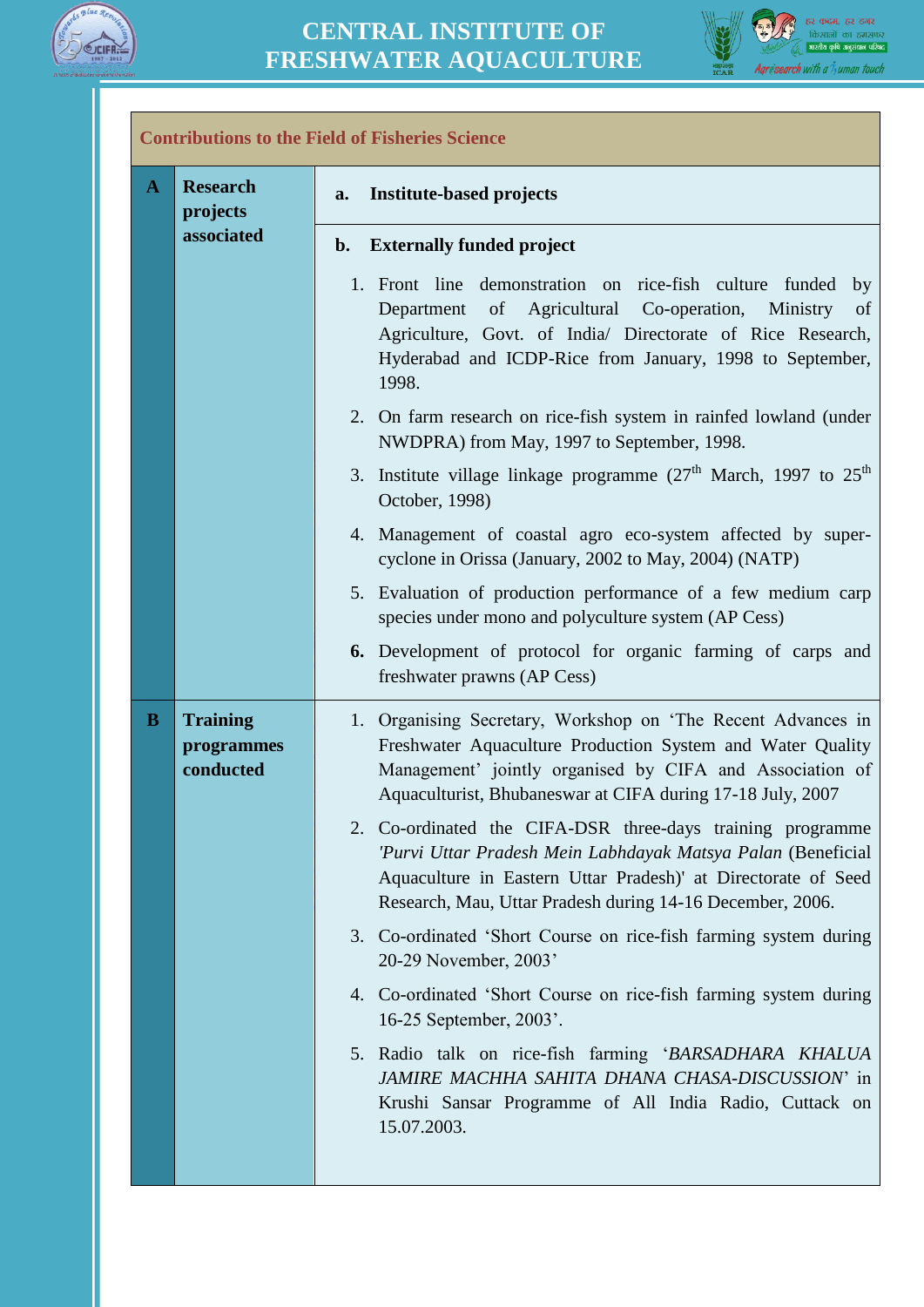## Contributions to the Field of Fisheries Science

| | | |
|---|---|---|
| **A** | **Research projects associated** | **a. Institute-based projects** |
| | | **b. Externally funded project**<br>1. Front line demonstration on rice-fish culture funded by Department of Agricultural Co-operation, Ministry of Agriculture, Govt. of India/ Directorate of Rice Research, Hyderabad and ICDP-Rice from January, 1998 to September, 1998.<br>2. On farm research on rice-fish system in rainfed lowland (under NWDPRA) from May, 1997 to September, 1998.<br>3. Institute village linkage programme (27th March, 1997 to 25th October, 1998)<br>4. Management of coastal agro eco-system affected by super-cyclone in Orissa (January, 2002 to May, 2004) (NATP)<br>5. Evaluation of production performance of a few medium carp species under mono and polyculture system (AP Cess)<br>**6.** Development of protocol for organic farming of carps and freshwater prawns (AP Cess) |
| **B** | **Training programmes conducted** | 1. Organising Secretary, Workshop on 'The Recent Advances in Freshwater Aquaculture Production System and Water Quality Management' jointly organised by CIFA and Association of Aquaculturist, Bhubaneswar at CIFA during 17-18 July, 2007<br>2. Co-ordinated the CIFA-DSR three-days training programme *'Purvi Uttar Pradesh Mein Labhdayak Matsya Palan* (Beneficial Aquaculture in Eastern Uttar Pradesh)' at Directorate of Seed Research, Mau, Uttar Pradesh during 14-16 December, 2006.<br>3. Co-ordinated 'Short Course on rice-fish farming system during 20-29 November, 2003'<br>4. Co-ordinated 'Short Course on rice-fish farming system during 16-25 September, 2003'.<br>5. Radio talk on rice-fish farming '*BARSADHARA KHALUA JAMIRE MACHHA SAHITA DHANA CHASA-DISCUSSION*' in Krushi Sansar Programme of All India Radio, Cuttack on 15.07.2003. |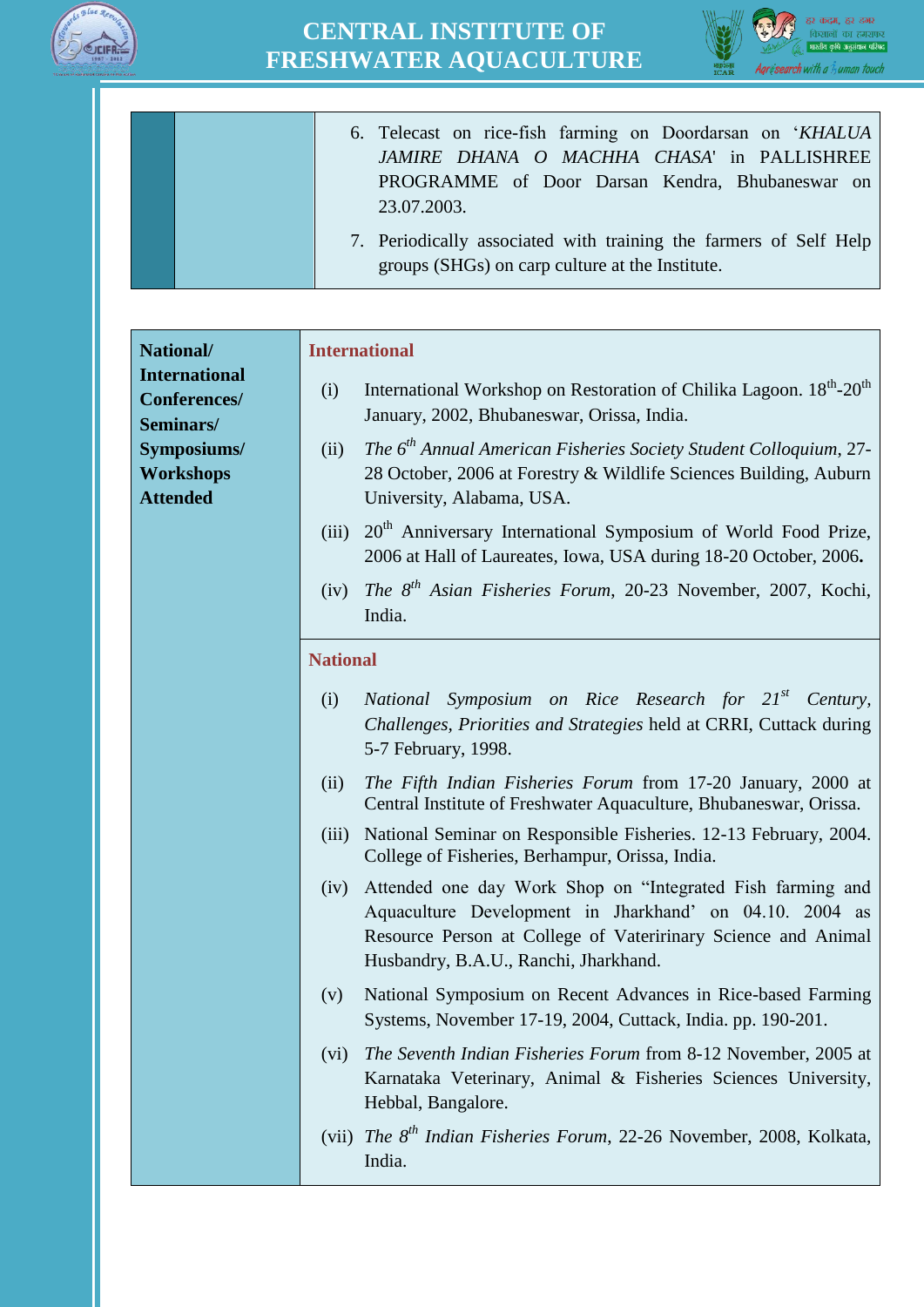| | | |
|---|---|---|
| | | 6. Telecast on rice-fish farming on Doordarsan on '*KHALUA JAMIRE DHANA O MACHHA CHASA*' in PALLISHREE PROGRAMME of Door Darsan Kendra, Bhubaneswar on 23.07.2003.<br>7. Periodically associated with training the farmers of Self Help groups (SHGs) on carp culture at the Institute. |

| **National/ International Conferences/ Seminars/ Symposiums/ Workshops Attended** | **International**<br>(i) International Workshop on Restoration of Chilika Lagoon. 18th-20th January, 2002, Bhubaneswar, Orissa, India.<br>(ii) *The 6th Annual American Fisheries Society Student Colloquium*, 27-28 October, 2006 at Forestry & Wildlife Sciences Building, Auburn University, Alabama, USA.<br>(iii) 20th Anniversary International Symposium of World Food Prize, 2006 at Hall of Laureates, Iowa, USA during 18-20 October, 2006**.**<br>(iv) *The 8th Asian Fisheries Forum*, 20-23 November, 2007, Kochi, India. |
|---|---|
| | **National**<br>(i) *National Symposium on Rice Research for 21st Century, Challenges, Priorities and Strategies* held at CRRI, Cuttack during 5-7 February, 1998.<br>(ii) *The Fifth Indian Fisheries Forum* from 17-20 January, 2000 at Central Institute of Freshwater Aquaculture, Bhubaneswar, Orissa.<br>(iii) National Seminar on Responsible Fisheries. 12-13 February, 2004. College of Fisheries, Berhampur, Orissa, India.<br>(iv) Attended one day Work Shop on "Integrated Fish farming and Aquaculture Development in Jharkhand' on 04.10. 2004 as Resource Person at College of Vateririnary Science and Animal Husbandry, B.A.U., Ranchi, Jharkhand.<br>(v) National Symposium on Recent Advances in Rice-based Farming Systems, November 17-19, 2004, Cuttack, India. pp. 190-201.<br>(vi) *The Seventh Indian Fisheries Forum* from 8-12 November, 2005 at Karnataka Veterinary, Animal & Fisheries Sciences University, Hebbal, Bangalore.<br>(vii) *The 8th Indian Fisheries Forum*, 22-26 November, 2008, Kolkata, India. |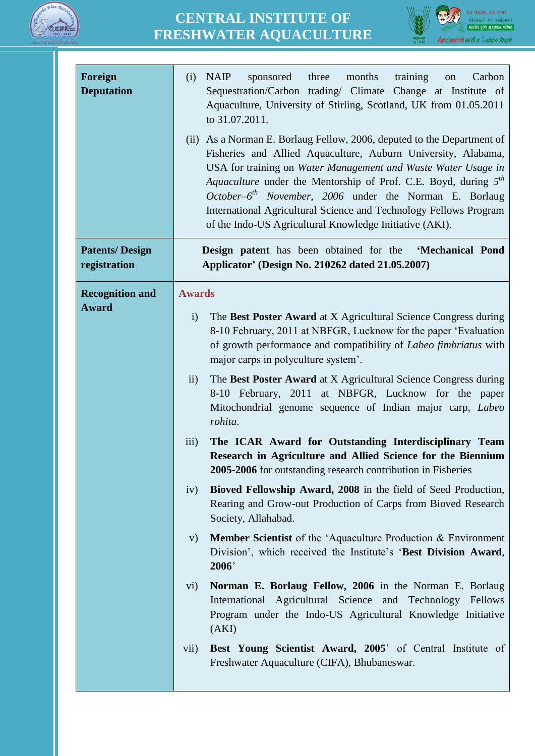| | |
|---|---|
| **Foreign Deputation** | (i) NAIP sponsored three months training on Carbon Sequestration/Carbon trading/ Climate Change at Institute of Aquaculture, University of Stirling, Scotland, UK from 01.05.2011 to 31.07.2011.<br><br>(ii) As a Norman E. Borlaug Fellow, 2006, deputed to the Department of Fisheries and Allied Aquaculture, Auburn University, Alabama, USA for training on *Water Management and Waste Water Usage in Aquaculture* under the Mentorship of Prof. C.E. Boyd, during *5th October–6th November, 2006* under the Norman E. Borlaug International Agricultural Science and Technology Fellows Program of the Indo-US Agricultural Knowledge Initiative (AKI). |
| **Patents/ Design registration** | **Design patent** has been obtained for the **'Mechanical Pond Applicator' (Design No. 210262 dated 21.05.2007)** |
| **Recognition and Award** | **Awards**<br><br>i) The **Best Poster Award** at X Agricultural Science Congress during 8-10 February, 2011 at NBFGR, Lucknow for the paper 'Evaluation of growth performance and compatibility of *Labeo fimbriatus* with major carps in polyculture system'.<br><br>ii) The **Best Poster Award** at X Agricultural Science Congress during 8-10 February, 2011 at NBFGR, Lucknow for the paper Mitochondrial genome sequence of Indian major carp, *Labeo rohita*.<br><br>iii) **The ICAR Award for Outstanding Interdisciplinary Team Research in Agriculture and Allied Science for the Biennium 2005-2006** for outstanding research contribution in Fisheries<br><br>iv) **Bioved Fellowship Award, 2008** in the field of Seed Production, Rearing and Grow-out Production of Carps from Bioved Research Society, Allahabad.<br><br>v) **Member Scientist** of the 'Aquaculture Production & Environment Division', which received the Institute's '**Best Division Award**, **2006**'<br><br>vi) **Norman E. Borlaug Fellow, 2006** in the Norman E. Borlaug International Agricultural Science and Technology Fellows Program under the Indo-US Agricultural Knowledge Initiative (AKI)<br><br>vii) **Best Young Scientist Award, 2005**' of Central Institute of Freshwater Aquaculture (CIFA), Bhubaneswar. |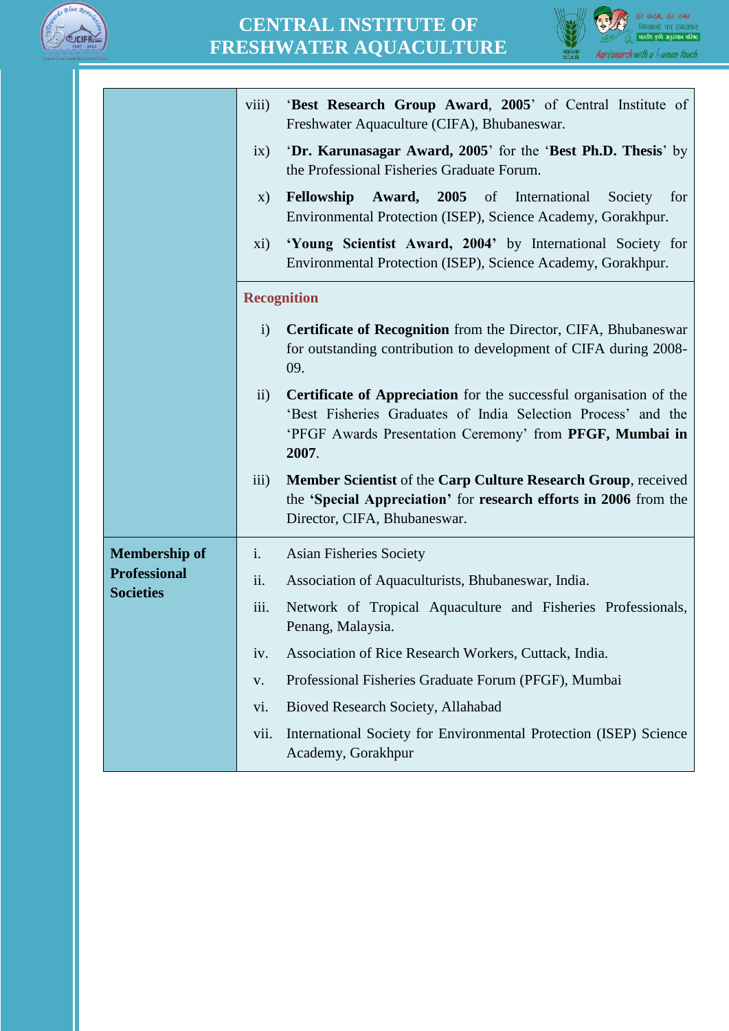| | |
|---|---|
| | viii) '**Best Research Group Award**, **2005**' of Central Institute of Freshwater Aquaculture (CIFA), Bhubaneswar.<br>ix) '**Dr. Karunasagar Award, 2005**' for the '**Best Ph.D. Thesis**' by the Professional Fisheries Graduate Forum.<br>x) **Fellowship Award, 2005** of International Society for Environmental Protection (ISEP), Science Academy, Gorakhpur.<br>xi) **'Young Scientist Award, 2004'** by International Society for Environmental Protection (ISEP), Science Academy, Gorakhpur. |
| | **Recognition**<br>i) **Certificate of Recognition** from the Director, CIFA, Bhubaneswar for outstanding contribution to development of CIFA during 2008-09.<br>ii) **Certificate of Appreciation** for the successful organisation of the 'Best Fisheries Graduates of India Selection Process' and the 'PFGF Awards Presentation Ceremony' from **PFGF, Mumbai in 2007**.<br>iii) **Member Scientist** of the **Carp Culture Research Group**, received the **'Special Appreciation'** for **research efforts in 2006** from the Director, CIFA, Bhubaneswar. |
| **Membership of Professional Societies** | i. Asian Fisheries Society<br>ii. Association of Aquaculturists, Bhubaneswar, India.<br>iii. Network of Tropical Aquaculture and Fisheries Professionals, Penang, Malaysia.<br>iv. Association of Rice Research Workers, Cuttack, India.<br>v. Professional Fisheries Graduate Forum (PFGF), Mumbai<br>vi. Bioved Research Society, Allahabad<br>vii. International Society for Environmental Protection (ISEP) Science Academy, Gorakhpur |